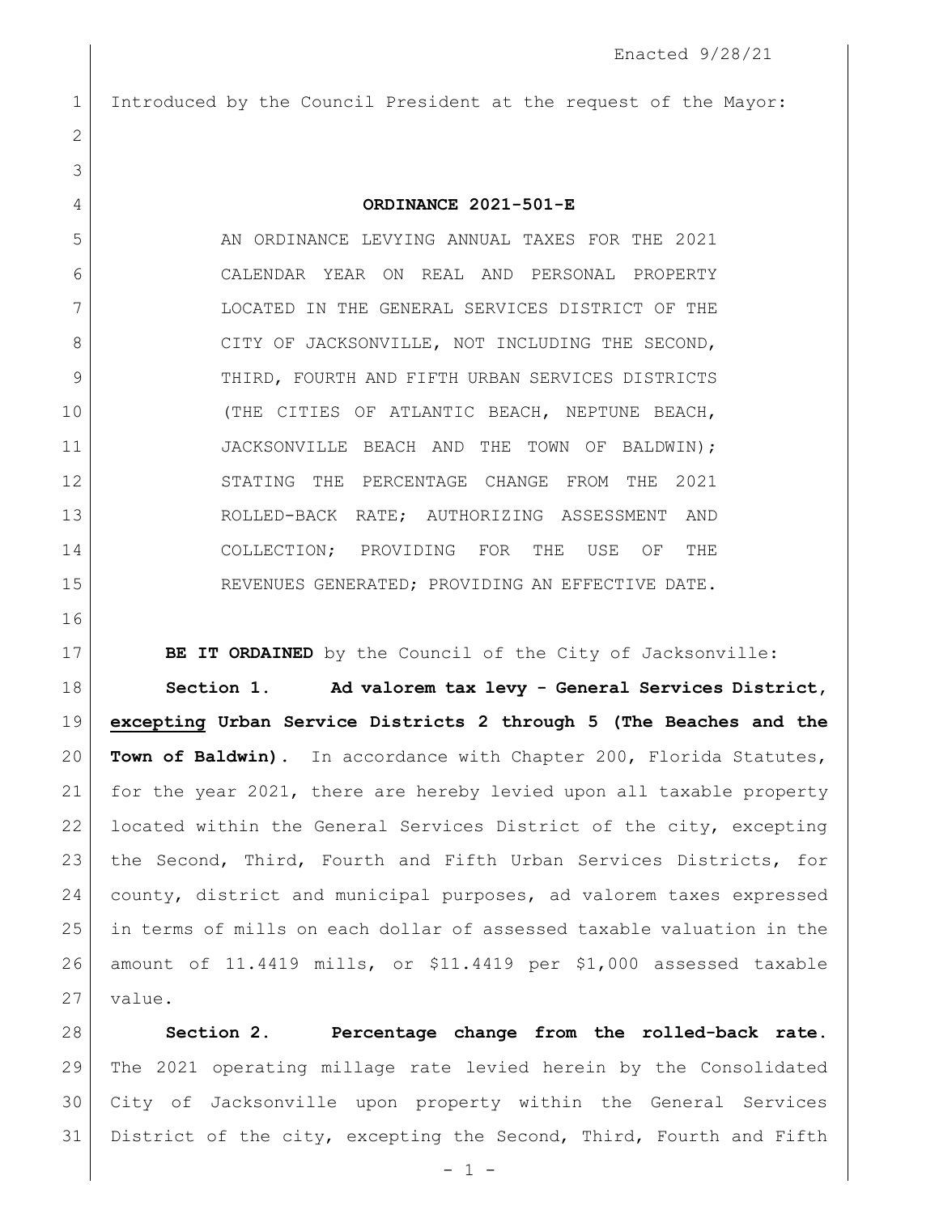Enacted 9/28/21

Introduced by the Council President at the request of the Mayor:

**ORDINANCE 2021-501-E**

AN ORDINANCE LEVYING ANNUAL TAXES FOR THE 2021 CALENDAR YEAR ON REAL AND PERSONAL PROPERTY LOCATED IN THE GENERAL SERVICES DISTRICT OF THE CITY OF JACKSONVILLE, NOT INCLUDING THE SECOND, THIRD, FOURTH AND FIFTH URBAN SERVICES DISTRICTS (THE CITIES OF ATLANTIC BEACH, NEPTUNE BEACH, JACKSONVILLE BEACH AND THE TOWN OF BALDWIN); STATING THE PERCENTAGE CHANGE FROM THE 2021 ROLLED-BACK RATE; AUTHORIZING ASSESSMENT AND COLLECTION; PROVIDING FOR THE USE OF THE REVENUES GENERATED; PROVIDING AN EFFECTIVE DATE.

**BE IT ORDAINED** by the Council of the City of Jacksonville:

**Section 1. Ad valorem tax levy - General Services District, <u>excepting</u> Urban Service Districts 2 through 5 (The Beaches and the Town of Baldwin).** In accordance with Chapter 200, Florida Statutes, for the year 2021, there are hereby levied upon all taxable property located within the General Services District of the city, excepting the Second, Third, Fourth and Fifth Urban Services Districts, for county, district and municipal purposes, ad valorem taxes expressed in terms of mills on each dollar of assessed taxable valuation in the amount of 11.4419 mills, or $11.4419 per $1,000 assessed taxable value.

**Section 2. Percentage change from the rolled-back rate.** The 2021 operating millage rate levied herein by the Consolidated City of Jacksonville upon property within the General Services District of the city, excepting the Second, Third, Fourth and Fifth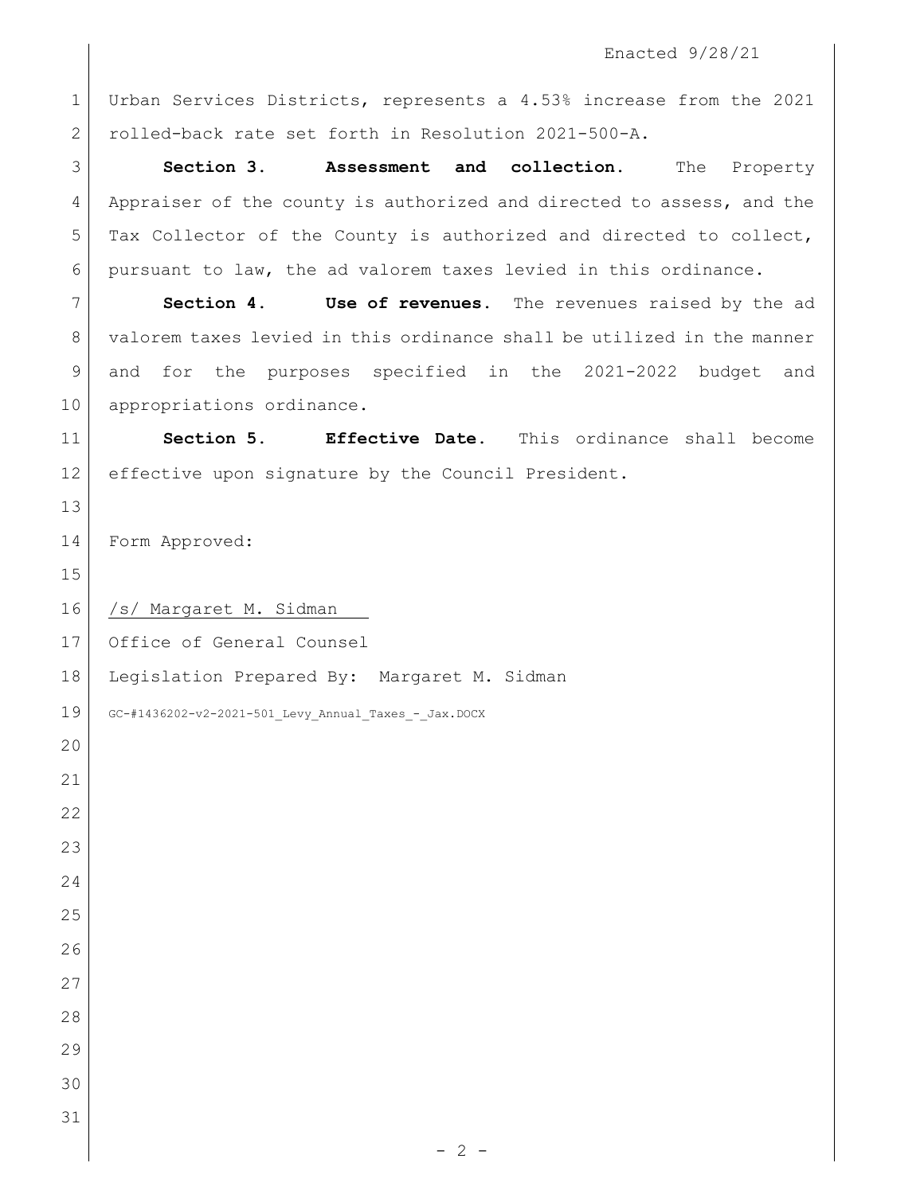Enacted 9/28/21

Urban Services Districts, represents a 4.53% increase from the 2021 rolled-back rate set forth in Resolution 2021-500-A.

**Section 3. Assessment and collection.** The Property Appraiser of the county is authorized and directed to assess, and the Tax Collector of the County is authorized and directed to collect, pursuant to law, the ad valorem taxes levied in this ordinance.

**Section 4. Use of revenues.** The revenues raised by the ad valorem taxes levied in this ordinance shall be utilized in the manner and for the purposes specified in the 2021-2022 budget and appropriations ordinance.

**Section 5. Effective Date.** This ordinance shall become effective upon signature by the Council President.

Form Approved:

/s/ Margaret M. Sidman

Office of General Counsel

Legislation Prepared By: Margaret M. Sidman

GC-#1436202-v2-2021-501_Levy_Annual_Taxes_-_Jax.DOCX